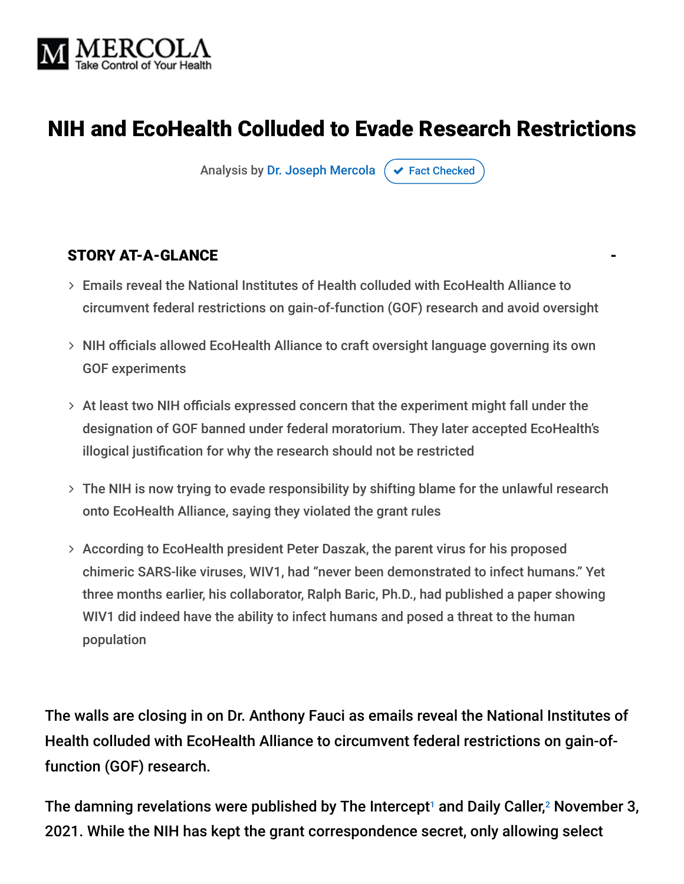# NIH and EcoHealth Colluded to Evade Research Restrictions

Analysis by Dr. Joseph Mercola ✔ Fact Checked

## STORY AT-A-GLANCE

- Emails reveal the National Institutes of Health colluded with EcoHealth Alliance to circumvent federal restrictions on gain-of-function (GOF) research and avoid oversight
- NIH officials allowed EcoHealth Alliance to craft oversight language governing its own GOF experiments
- At least two NIH officials expressed concern that the experiment might fall under the designation of GOF banned under federal moratorium. They later accepted EcoHealth's illogical justification for why the research should not be restricted
- The NIH is now trying to evade responsibility by shifting blame for the unlawful research onto EcoHealth Alliance, saying they violated the grant rules
- According to EcoHealth president Peter Daszak, the parent virus for his proposed chimeric SARS-like viruses, WIV1, had "never been demonstrated to infect humans." Yet three months earlier, his collaborator, Ralph Baric, Ph.D., had published a paper showing WIV1 did indeed have the ability to infect humans and posed a threat to the human population

The walls are closing in on Dr. Anthony Fauci as emails reveal the National Institutes of Health colluded with EcoHealth Alliance to circumvent federal restrictions on gain-of-function (GOF) research.

The damning revelations were published by The Intercept[1] and Daily Caller,[2] November 3, 2021. While the NIH has kept the grant correspondence secret, only allowing select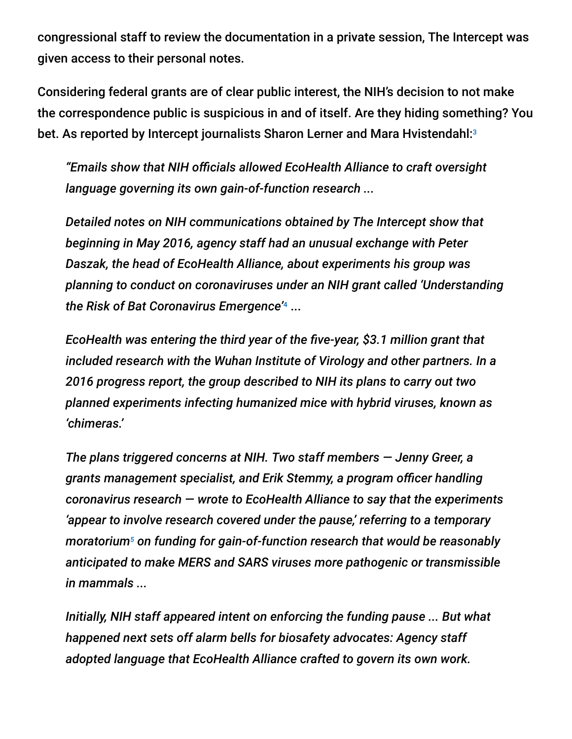congressional staff to review the documentation in a private session, The Intercept was given access to their personal notes.

Considering federal grants are of clear public interest, the NIH's decision to not make the correspondence public is suspicious in and of itself. Are they hiding something? You bet. As reported by Intercept journalists Sharon Lerner and Mara Hvistendahl:[3]

> *"Emails show that NIH officials allowed EcoHealth Alliance to craft oversight language governing its own gain-of-function research ...*
>
> *Detailed notes on NIH communications obtained by The Intercept show that beginning in May 2016, agency staff had an unusual exchange with Peter Daszak, the head of EcoHealth Alliance, about experiments his group was planning to conduct on coronaviruses under an NIH grant called 'Understanding the Risk of Bat Coronavirus Emergence'[4] ...*
>
> *EcoHealth was entering the third year of the five-year, $3.1 million grant that included research with the Wuhan Institute of Virology and other partners. In a 2016 progress report, the group described to NIH its plans to carry out two planned experiments infecting humanized mice with hybrid viruses, known as 'chimeras.'*
>
> *The plans triggered concerns at NIH. Two staff members — Jenny Greer, a grants management specialist, and Erik Stemmy, a program officer handling coronavirus research — wrote to EcoHealth Alliance to say that the experiments 'appear to involve research covered under the pause,' referring to a temporary moratorium[5] on funding for gain-of-function research that would be reasonably anticipated to make MERS and SARS viruses more pathogenic or transmissible in mammals ...*
>
> *Initially, NIH staff appeared intent on enforcing the funding pause ... But what happened next sets off alarm bells for biosafety advocates: Agency staff adopted language that EcoHealth Alliance crafted to govern its own work.*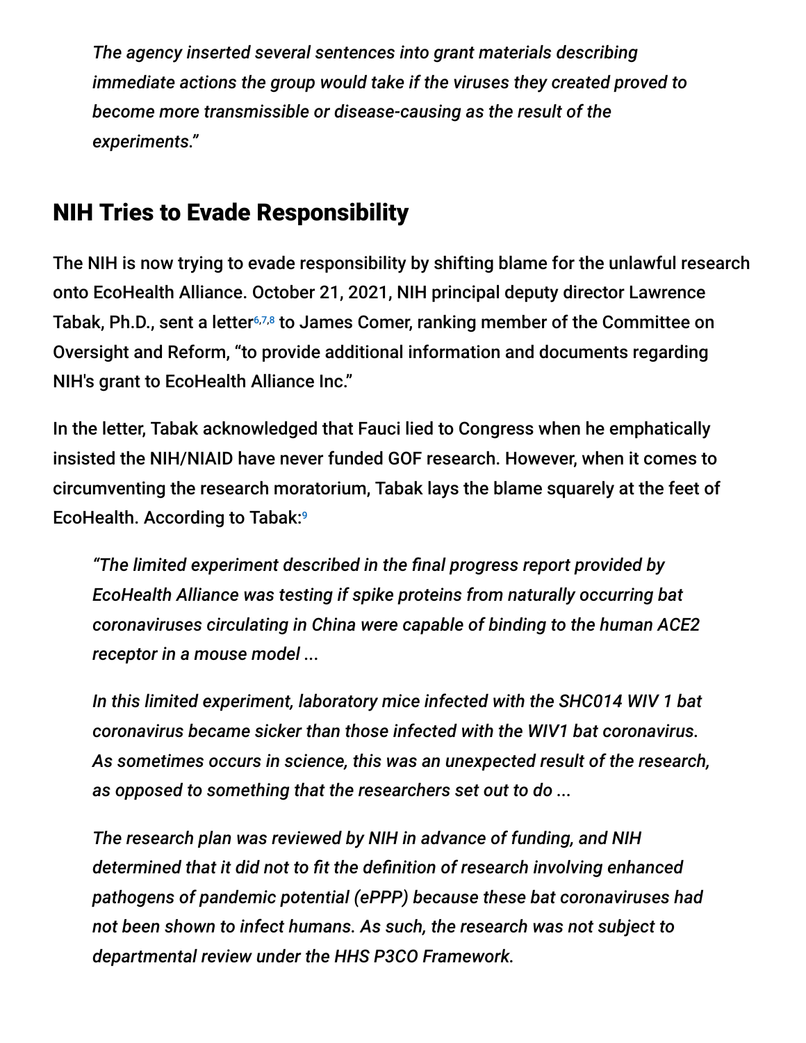*The agency inserted several sentences into grant materials describing immediate actions the group would take if the viruses they created proved to become more transmissible or disease-causing as the result of the experiments."*

## NIH Tries to Evade Responsibility

The NIH is now trying to evade responsibility by shifting blame for the unlawful research onto EcoHealth Alliance. October 21, 2021, NIH principal deputy director Lawrence Tabak, Ph.D., sent a letter[6,7,8] to James Comer, ranking member of the Committee on Oversight and Reform, "to provide additional information and documents regarding NIH's grant to EcoHealth Alliance Inc."

In the letter, Tabak acknowledged that Fauci lied to Congress when he emphatically insisted the NIH/NIAID have never funded GOF research. However, when it comes to circumventing the research moratorium, Tabak lays the blame squarely at the feet of EcoHealth. According to Tabak:[9]

> *"The limited experiment described in the final progress report provided by EcoHealth Alliance was testing if spike proteins from naturally occurring bat coronaviruses circulating in China were capable of binding to the human ACE2 receptor in a mouse model ...*
>
> *In this limited experiment, laboratory mice infected with the SHC014 WIV 1 bat coronavirus became sicker than those infected with the WIV1 bat coronavirus. As sometimes occurs in science, this was an unexpected result of the research, as opposed to something that the researchers set out to do ...*
>
> *The research plan was reviewed by NIH in advance of funding, and NIH determined that it did not to fit the definition of research involving enhanced pathogens of pandemic potential (ePPP) because these bat coronaviruses had not been shown to infect humans. As such, the research was not subject to departmental review under the HHS P3CO Framework.*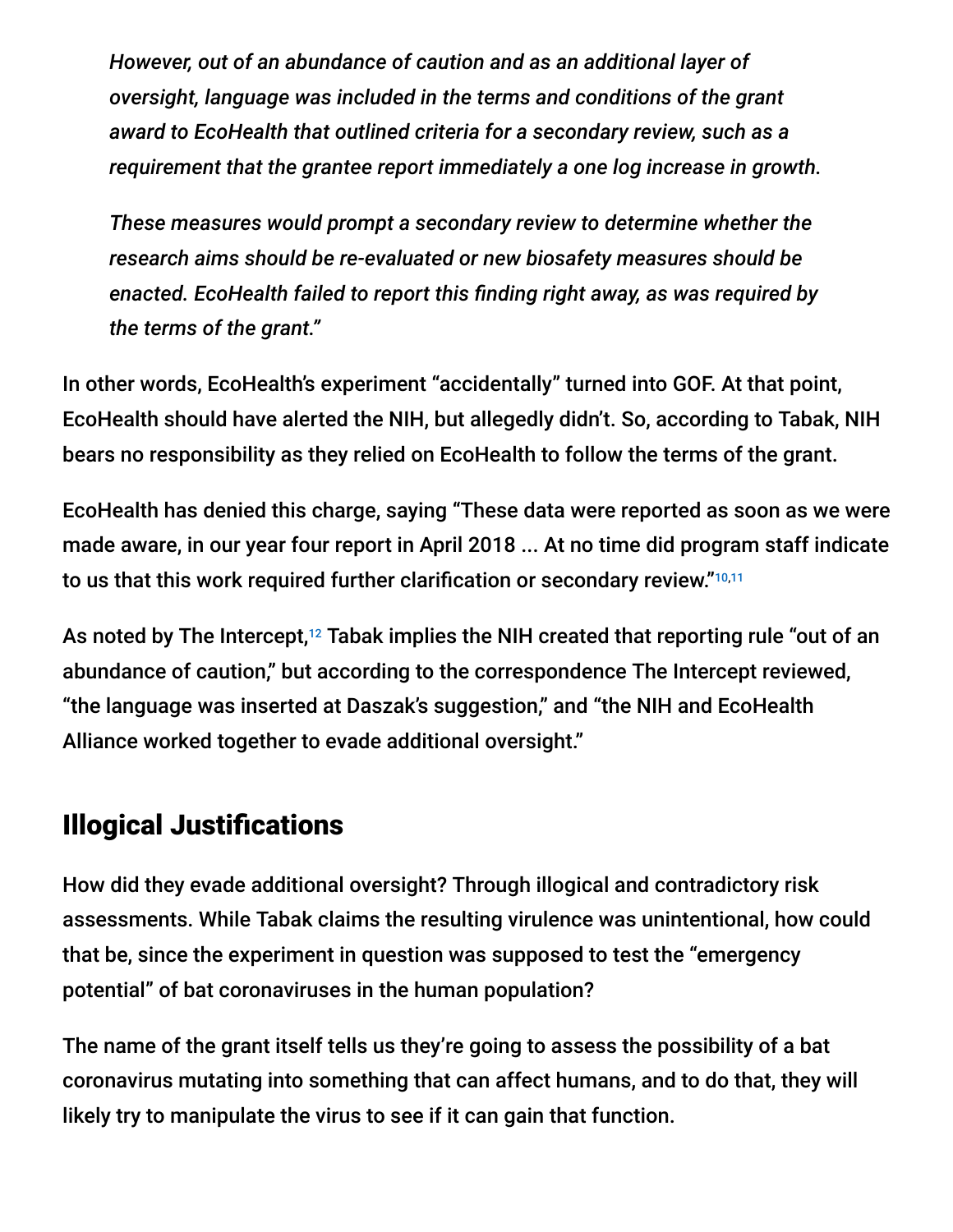> *However, out of an abundance of caution and as an additional layer of oversight, language was included in the terms and conditions of the grant award to EcoHealth that outlined criteria for a secondary review, such as a requirement that the grantee report immediately a one log increase in growth.*
>
> *These measures would prompt a secondary review to determine whether the research aims should be re-evaluated or new biosafety measures should be enacted. EcoHealth failed to report this finding right away, as was required by the terms of the grant."*

In other words, EcoHealth's experiment "accidentally" turned into GOF. At that point, EcoHealth should have alerted the NIH, but allegedly didn't. So, according to Tabak, NIH bears no responsibility as they relied on EcoHealth to follow the terms of the grant.

EcoHealth has denied this charge, saying "These data were reported as soon as we were made aware, in our year four report in April 2018 ... At no time did program staff indicate to us that this work required further clarification or secondary review."[10,11]

As noted by The Intercept,[12] Tabak implies the NIH created that reporting rule "out of an abundance of caution," but according to the correspondence The Intercept reviewed, "the language was inserted at Daszak's suggestion," and "the NIH and EcoHealth Alliance worked together to evade additional oversight."

## Illogical Justifications

How did they evade additional oversight? Through illogical and contradictory risk assessments. While Tabak claims the resulting virulence was unintentional, how could that be, since the experiment in question was supposed to test the "emergency potential" of bat coronaviruses in the human population?

The name of the grant itself tells us they're going to assess the possibility of a bat coronavirus mutating into something that can affect humans, and to do that, they will likely try to manipulate the virus to see if it can gain that function.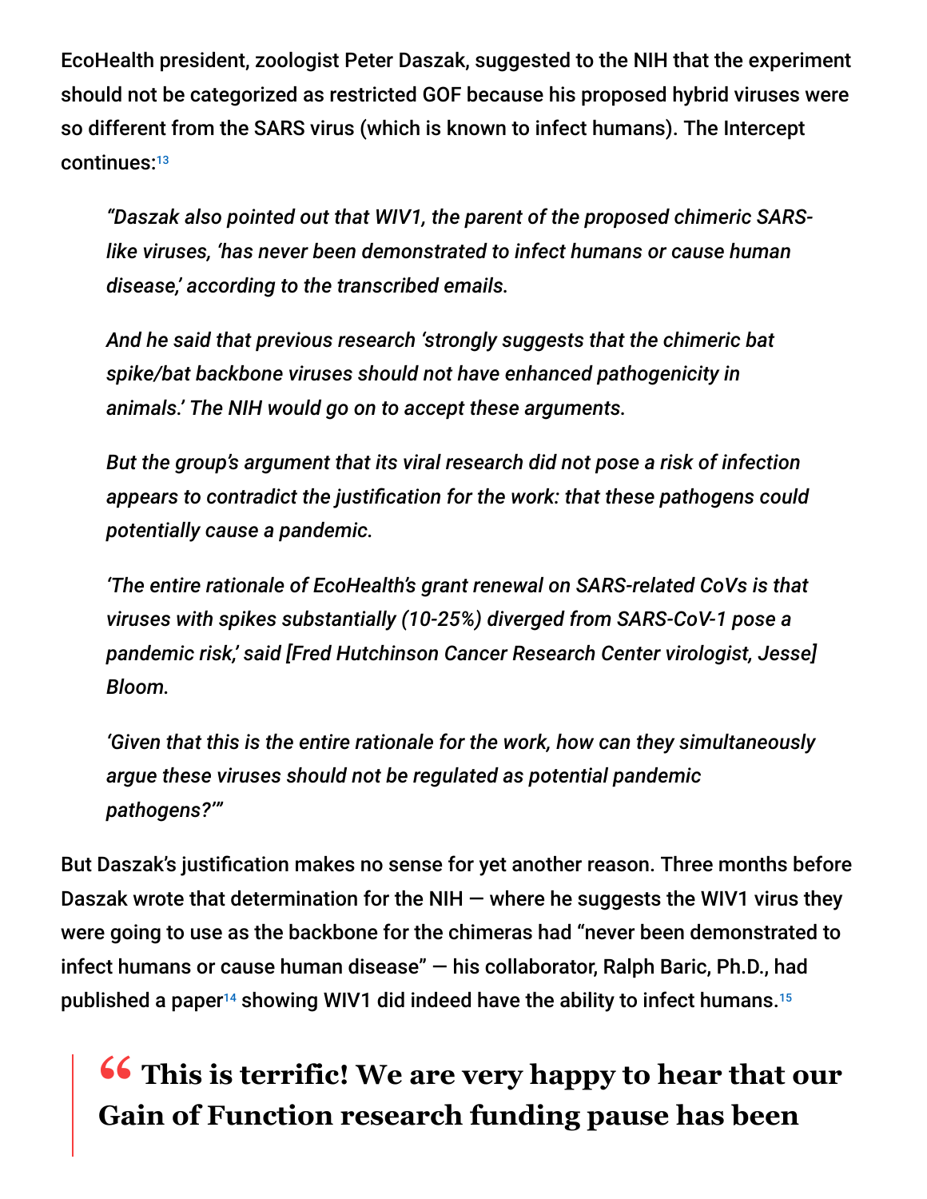EcoHealth president, zoologist Peter Daszak, suggested to the NIH that the experiment should not be categorized as restricted GOF because his proposed hybrid viruses were so different from the SARS virus (which is known to infect humans). The Intercept continues:[13]

> *"Daszak also pointed out that WIV1, the parent of the proposed chimeric SARS-like viruses, 'has never been demonstrated to infect humans or cause human disease,' according to the transcribed emails.*
>
> *And he said that previous research 'strongly suggests that the chimeric bat spike/bat backbone viruses should not have enhanced pathogenicity in animals.' The NIH would go on to accept these arguments.*
>
> *But the group's argument that its viral research did not pose a risk of infection appears to contradict the justification for the work: that these pathogens could potentially cause a pandemic.*
>
> *'The entire rationale of EcoHealth's grant renewal on SARS-related CoVs is that viruses with spikes substantially (10-25%) diverged from SARS-CoV-1 pose a pandemic risk,' said [Fred Hutchinson Cancer Research Center virologist, Jesse] Bloom.*
>
> *'Given that this is the entire rationale for the work, how can they simultaneously argue these viruses should not be regulated as potential pandemic pathogens?'"*

But Daszak's justification makes no sense for yet another reason. Three months before Daszak wrote that determination for the NIH — where he suggests the WIV1 virus they were going to use as the backbone for the chimeras had "never been demonstrated to infect humans or cause human disease" — his collaborator, Ralph Baric, Ph.D., had published a paper[14] showing WIV1 did indeed have the ability to infect humans.[15]

> **" This is terrific! We are very happy to hear that our Gain of Function research funding pause has been**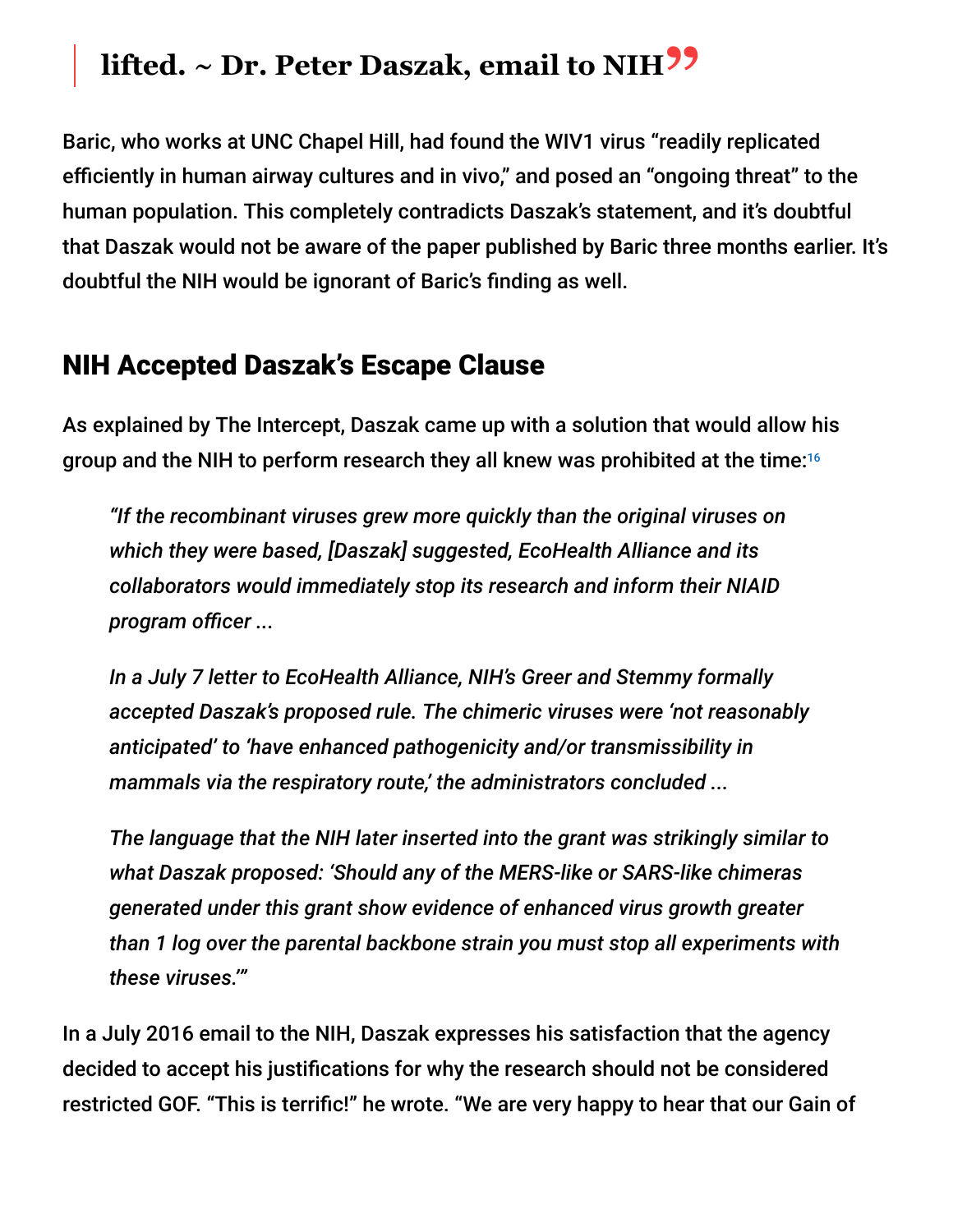> **lifted. ~ Dr. Peter Daszak, email to NIH"**

Baric, who works at UNC Chapel Hill, had found the WIV1 virus "readily replicated efficiently in human airway cultures and in vivo," and posed an "ongoing threat" to the human population. This completely contradicts Daszak's statement, and it's doubtful that Daszak would not be aware of the paper published by Baric three months earlier. It's doubtful the NIH would be ignorant of Baric's finding as well.

## NIH Accepted Daszak's Escape Clause

As explained by The Intercept, Daszak came up with a solution that would allow his group and the NIH to perform research they all knew was prohibited at the time:[16]

> *"If the recombinant viruses grew more quickly than the original viruses on which they were based, [Daszak] suggested, EcoHealth Alliance and its collaborators would immediately stop its research and inform their NIAID program officer ...*
>
> *In a July 7 letter to EcoHealth Alliance, NIH's Greer and Stemmy formally accepted Daszak's proposed rule. The chimeric viruses were 'not reasonably anticipated' to 'have enhanced pathogenicity and/or transmissibility in mammals via the respiratory route,' the administrators concluded ...*
>
> *The language that the NIH later inserted into the grant was strikingly similar to what Daszak proposed: 'Should any of the MERS-like or SARS-like chimeras generated under this grant show evidence of enhanced virus growth greater than 1 log over the parental backbone strain you must stop all experiments with these viruses.'"*

In a July 2016 email to the NIH, Daszak expresses his satisfaction that the agency decided to accept his justifications for why the research should not be considered restricted GOF. "This is terrific!" he wrote. "We are very happy to hear that our Gain of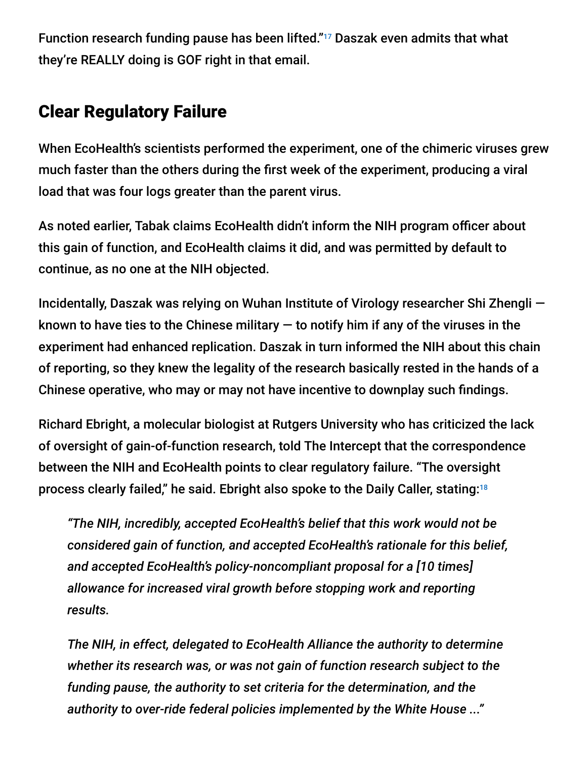Function research funding pause has been lifted."[17] Daszak even admits that what they're REALLY doing is GOF right in that email.

## Clear Regulatory Failure

When EcoHealth's scientists performed the experiment, one of the chimeric viruses grew much faster than the others during the first week of the experiment, producing a viral load that was four logs greater than the parent virus.

As noted earlier, Tabak claims EcoHealth didn't inform the NIH program officer about this gain of function, and EcoHealth claims it did, and was permitted by default to continue, as no one at the NIH objected.

Incidentally, Daszak was relying on Wuhan Institute of Virology researcher Shi Zhengli — known to have ties to the Chinese military — to notify him if any of the viruses in the experiment had enhanced replication. Daszak in turn informed the NIH about this chain of reporting, so they knew the legality of the research basically rested in the hands of a Chinese operative, who may or may not have incentive to downplay such findings.

Richard Ebright, a molecular biologist at Rutgers University who has criticized the lack of oversight of gain-of-function research, told The Intercept that the correspondence between the NIH and EcoHealth points to clear regulatory failure. "The oversight process clearly failed," he said. Ebright also spoke to the Daily Caller, stating:[18]

> *"The NIH, incredibly, accepted EcoHealth's belief that this work would not be considered gain of function, and accepted EcoHealth's rationale for this belief, and accepted EcoHealth's policy-noncompliant proposal for a [10 times] allowance for increased viral growth before stopping work and reporting results.*
>
> *The NIH, in effect, delegated to EcoHealth Alliance the authority to determine whether its research was, or was not gain of function research subject to the funding pause, the authority to set criteria for the determination, and the authority to over-ride federal policies implemented by the White House ..."*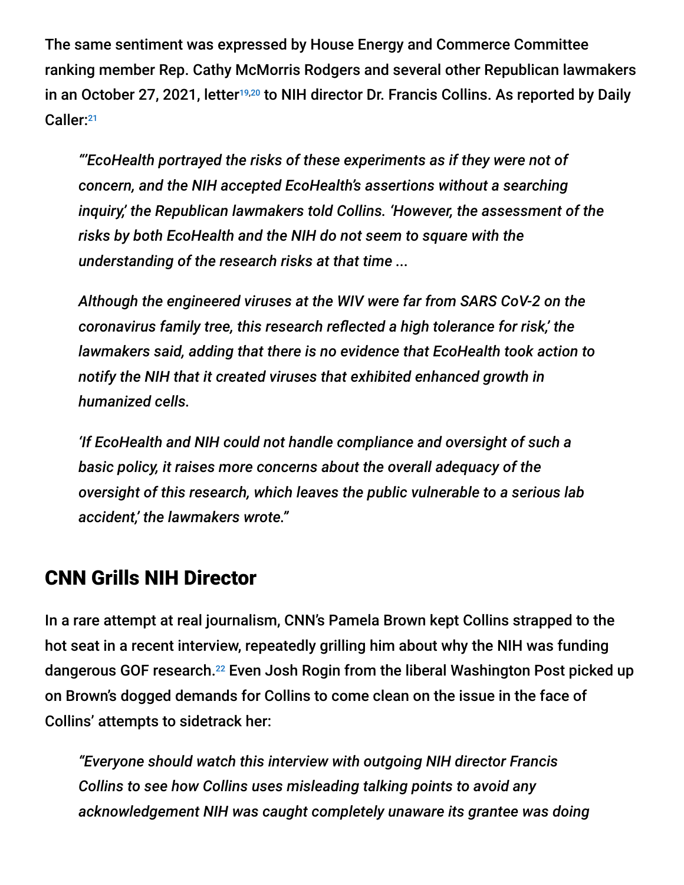The same sentiment was expressed by House Energy and Commerce Committee ranking member Rep. Cathy McMorris Rodgers and several other Republican lawmakers in an October 27, 2021, letter[19,20] to NIH director Dr. Francis Collins. As reported by Daily Caller:[21]

> *"'EcoHealth portrayed the risks of these experiments as if they were not of concern, and the NIH accepted EcoHealth's assertions without a searching inquiry,' the Republican lawmakers told Collins. 'However, the assessment of the risks by both EcoHealth and the NIH do not seem to square with the understanding of the research risks at that time ...*
>
> *Although the engineered viruses at the WIV were far from SARS CoV-2 on the coronavirus family tree, this research reflected a high tolerance for risk,' the lawmakers said, adding that there is no evidence that EcoHealth took action to notify the NIH that it created viruses that exhibited enhanced growth in humanized cells.*
>
> *'If EcoHealth and NIH could not handle compliance and oversight of such a basic policy, it raises more concerns about the overall adequacy of the oversight of this research, which leaves the public vulnerable to a serious lab accident,' the lawmakers wrote."*

## CNN Grills NIH Director

In a rare attempt at real journalism, CNN's Pamela Brown kept Collins strapped to the hot seat in a recent interview, repeatedly grilling him about why the NIH was funding dangerous GOF research.[22] Even Josh Rogin from the liberal Washington Post picked up on Brown's dogged demands for Collins to come clean on the issue in the face of Collins' attempts to sidetrack her:

> *"Everyone should watch this interview with outgoing NIH director Francis Collins to see how Collins uses misleading talking points to avoid any acknowledgement NIH was caught completely unaware its grantee was doing*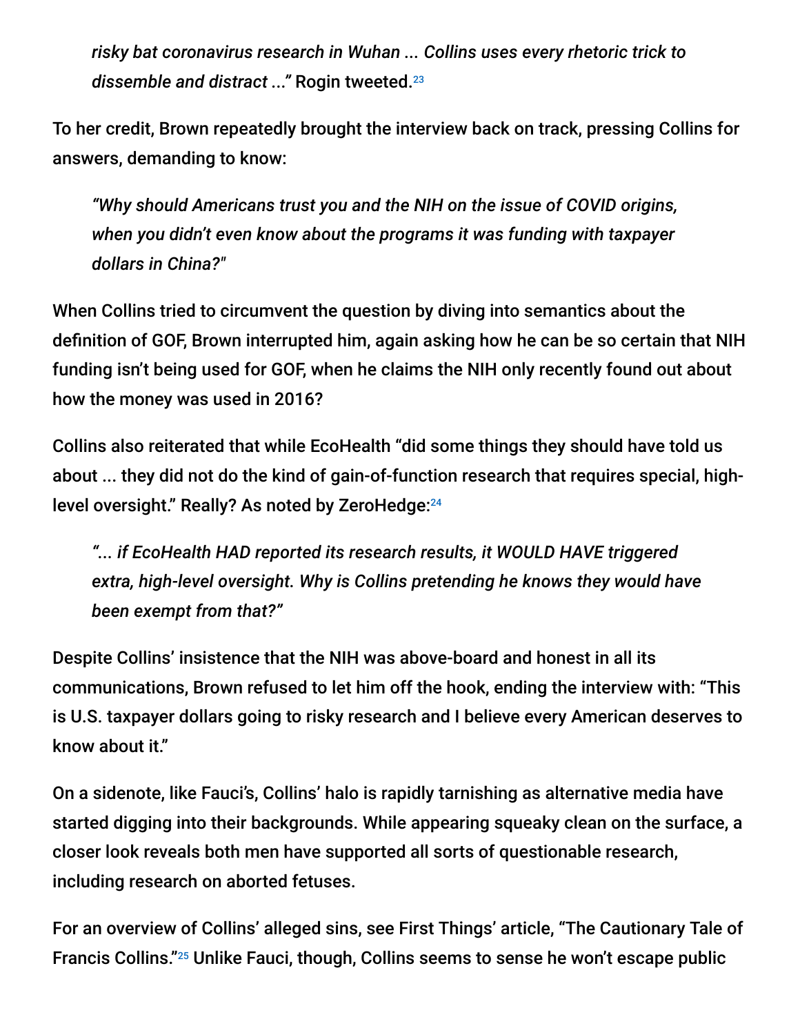> *risky bat coronavirus research in Wuhan ... Collins uses every rhetoric trick to dissemble and distract ...*" Rogin tweeted.[23]

To her credit, Brown repeatedly brought the interview back on track, pressing Collins for answers, demanding to know:

> *"Why should Americans trust you and the NIH on the issue of COVID origins, when you didn't even know about the programs it was funding with taxpayer dollars in China?"*

When Collins tried to circumvent the question by diving into semantics about the definition of GOF, Brown interrupted him, again asking how he can be so certain that NIH funding isn't being used for GOF, when he claims the NIH only recently found out about how the money was used in 2016?

Collins also reiterated that while EcoHealth "did some things they should have told us about ... they did not do the kind of gain-of-function research that requires special, high-level oversight." Really? As noted by ZeroHedge:[24]

> *"... if EcoHealth HAD reported its research results, it WOULD HAVE triggered extra, high-level oversight. Why is Collins pretending he knows they would have been exempt from that?"*

Despite Collins' insistence that the NIH was above-board and honest in all its communications, Brown refused to let him off the hook, ending the interview with: "This is U.S. taxpayer dollars going to risky research and I believe every American deserves to know about it."

On a sidenote, like Fauci's, Collins' halo is rapidly tarnishing as alternative media have started digging into their backgrounds. While appearing squeaky clean on the surface, a closer look reveals both men have supported all sorts of questionable research, including research on aborted fetuses.

For an overview of Collins' alleged sins, see First Things' article, "The Cautionary Tale of Francis Collins."[25] Unlike Fauci, though, Collins seems to sense he won't escape public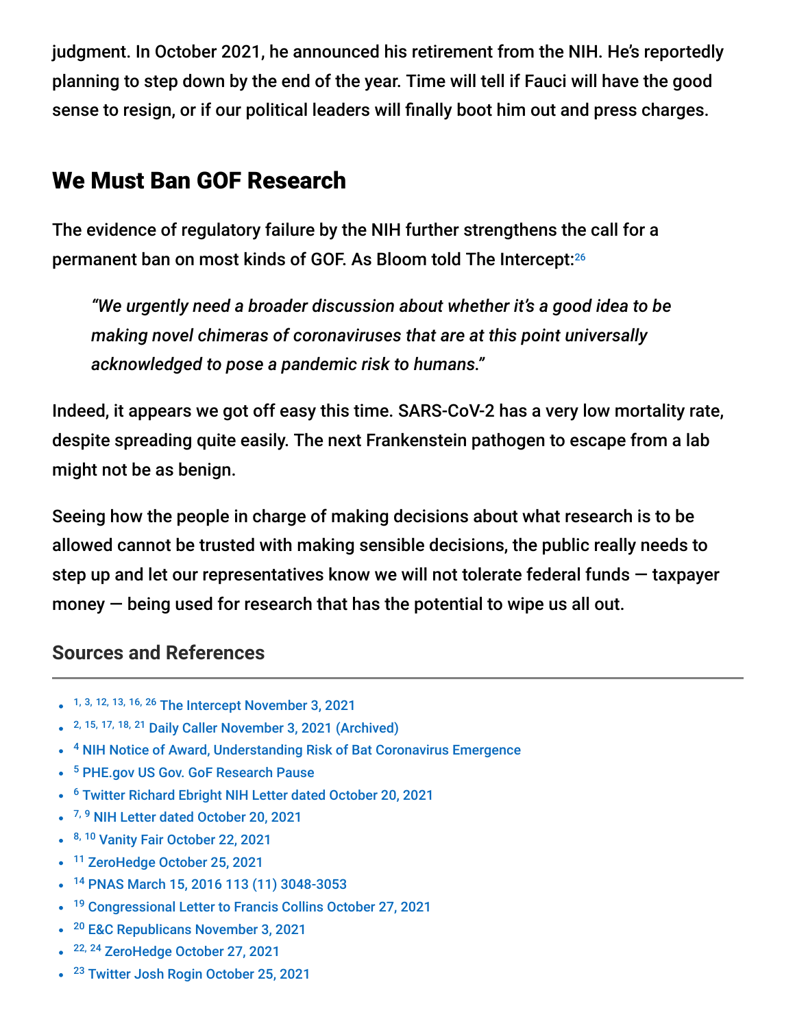judgment. In October 2021, he announced his retirement from the NIH. He's reportedly planning to step down by the end of the year. Time will tell if Fauci will have the good sense to resign, or if our political leaders will finally boot him out and press charges.

## We Must Ban GOF Research

The evidence of regulatory failure by the NIH further strengthens the call for a permanent ban on most kinds of GOF. As Bloom told The Intercept:[26]

> *"We urgently need a broader discussion about whether it's a good idea to be making novel chimeras of coronaviruses that are at this point universally acknowledged to pose a pandemic risk to humans."*

Indeed, it appears we got off easy this time. SARS-CoV-2 has a very low mortality rate, despite spreading quite easily. The next Frankenstein pathogen to escape from a lab might not be as benign.

Seeing how the people in charge of making decisions about what research is to be allowed cannot be trusted with making sensible decisions, the public really needs to step up and let our representatives know we will not tolerate federal funds — taxpayer money — being used for research that has the potential to wipe us all out.

### Sources and References

- [1, 3, 12, 13, 16, 26] The Intercept November 3, 2021
- [2, 15, 17, 18, 21] Daily Caller November 3, 2021 (Archived)
- [4] NIH Notice of Award, Understanding Risk of Bat Coronavirus Emergence
- [5] PHE.gov US Gov. GoF Research Pause
- [6] Twitter Richard Ebright NIH Letter dated October 20, 2021
- [7, 9] NIH Letter dated October 20, 2021
- [8, 10] Vanity Fair October 22, 2021
- [11] ZeroHedge October 25, 2021
- [14] PNAS March 15, 2016 113 (11) 3048-3053
- [19] Congressional Letter to Francis Collins October 27, 2021
- [20] E&C Republicans November 3, 2021
- [22, 24] ZeroHedge October 27, 2021
- [23] Twitter Josh Rogin October 25, 2021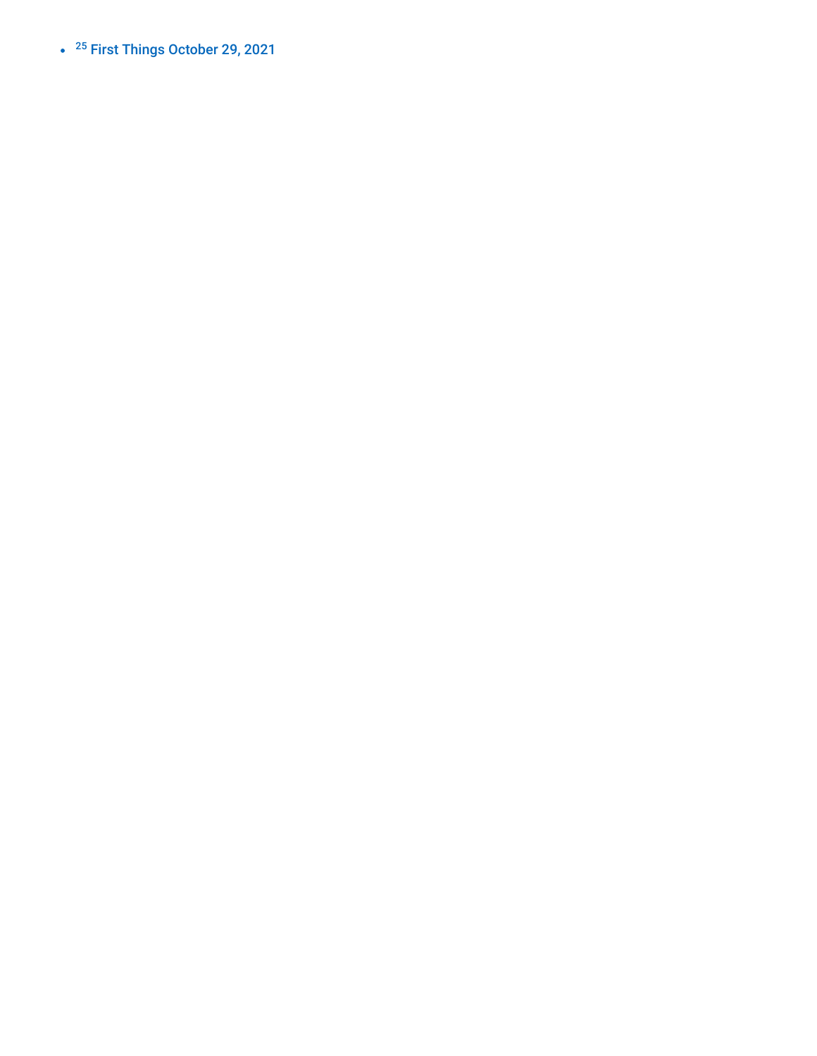- [25] First Things October 29, 2021